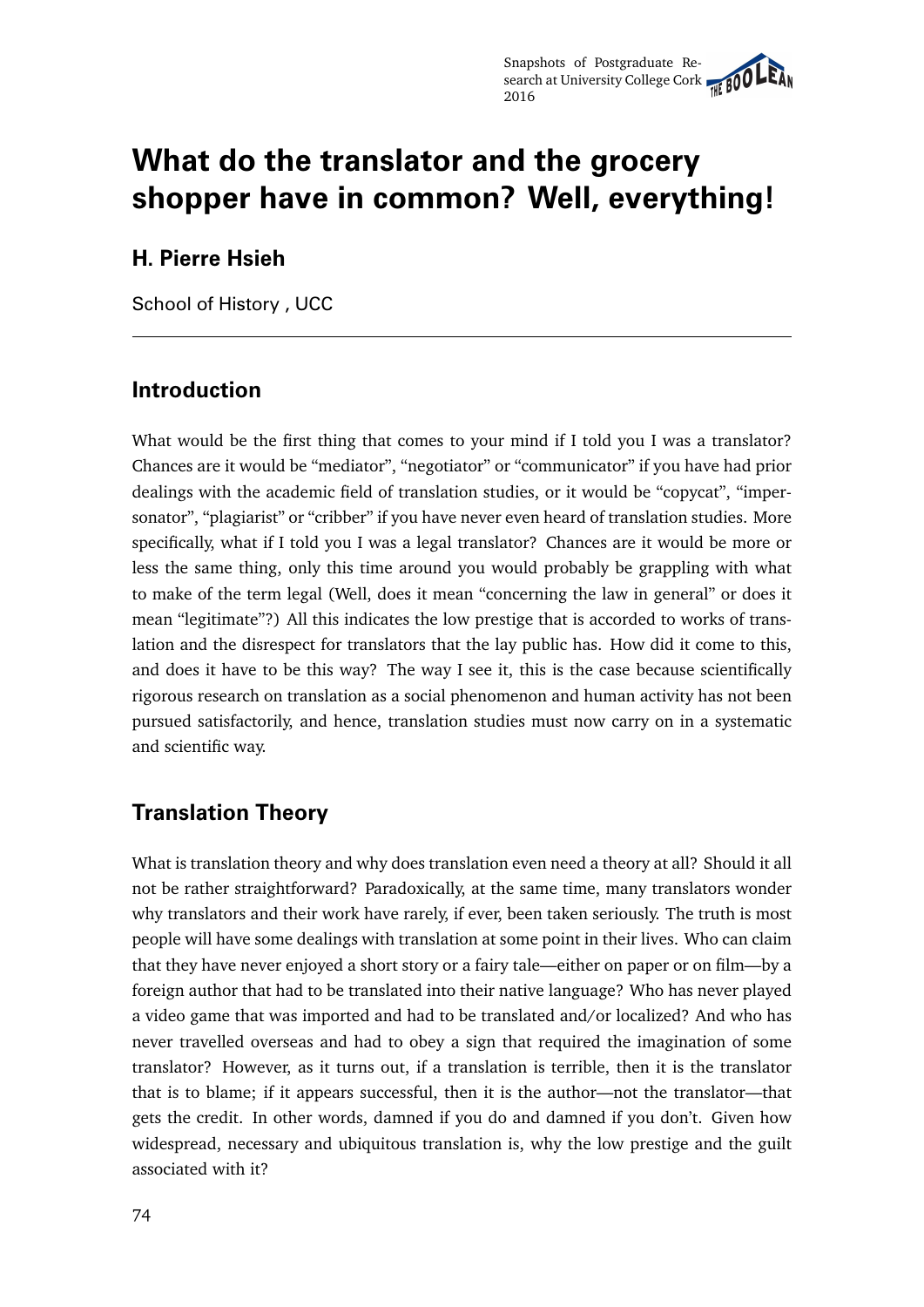# What do the translator and the grocery shopper have in common? Well, everything!

**H. Pierre Hsieh**

School of History , UCC

---

## Introduction

What would be the first thing that comes to your mind if I told you I was a translator? Chances are it would be "mediator", "negotiator" or "communicator" if you have had prior dealings with the academic field of translation studies, or it would be "copycat", "impersonator", "plagiarist" or "cribber" if you have never even heard of translation studies. More specifically, what if I told you I was a legal translator? Chances are it would be more or less the same thing, only this time around you would probably be grappling with what to make of the term legal (Well, does it mean "concerning the law in general" or does it mean "legitimate"?) All this indicates the low prestige that is accorded to works of translation and the disrespect for translators that the lay public has. How did it come to this, and does it have to be this way? The way I see it, this is the case because scientifically rigorous research on translation as a social phenomenon and human activity has not been pursued satisfactorily, and hence, translation studies must now carry on in a systematic and scientific way.

## Translation Theory

What is translation theory and why does translation even need a theory at all? Should it all not be rather straightforward? Paradoxically, at the same time, many translators wonder why translators and their work have rarely, if ever, been taken seriously. The truth is most people will have some dealings with translation at some point in their lives. Who can claim that they have never enjoyed a short story or a fairy tale—either on paper or on film—by a foreign author that had to be translated into their native language? Who has never played a video game that was imported and had to be translated and/or localized? And who has never travelled overseas and had to obey a sign that required the imagination of some translator? However, as it turns out, if a translation is terrible, then it is the translator that is to blame; if it appears successful, then it is the author—not the translator—that gets the credit. In other words, damned if you do and damned if you don't. Given how widespread, necessary and ubiquitous translation is, why the low prestige and the guilt associated with it?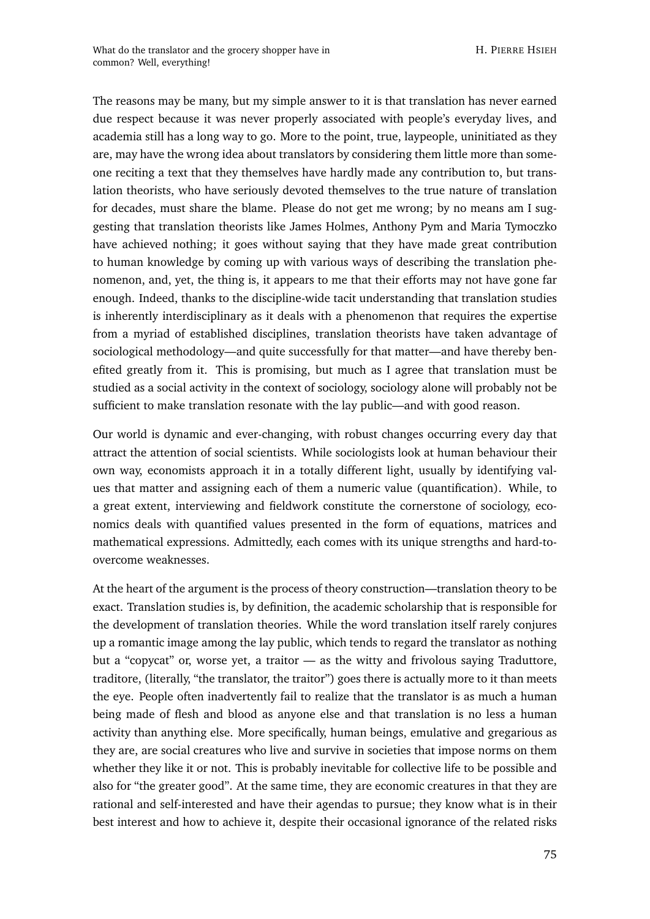The reasons may be many, but my simple answer to it is that translation has never earned due respect because it was never properly associated with people's everyday lives, and academia still has a long way to go. More to the point, true, laypeople, uninitiated as they are, may have the wrong idea about translators by considering them little more than someone reciting a text that they themselves have hardly made any contribution to, but translation theorists, who have seriously devoted themselves to the true nature of translation for decades, must share the blame. Please do not get me wrong; by no means am I suggesting that translation theorists like James Holmes, Anthony Pym and Maria Tymoczko have achieved nothing; it goes without saying that they have made great contribution to human knowledge by coming up with various ways of describing the translation phenomenon, and, yet, the thing is, it appears to me that their efforts may not have gone far enough. Indeed, thanks to the discipline-wide tacit understanding that translation studies is inherently interdisciplinary as it deals with a phenomenon that requires the expertise from a myriad of established disciplines, translation theorists have taken advantage of sociological methodology—and quite successfully for that matter—and have thereby benefited greatly from it. This is promising, but much as I agree that translation must be studied as a social activity in the context of sociology, sociology alone will probably not be sufficient to make translation resonate with the lay public—and with good reason.

Our world is dynamic and ever-changing, with robust changes occurring every day that attract the attention of social scientists. While sociologists look at human behaviour their own way, economists approach it in a totally different light, usually by identifying values that matter and assigning each of them a numeric value (quantification). While, to a great extent, interviewing and fieldwork constitute the cornerstone of sociology, economics deals with quantified values presented in the form of equations, matrices and mathematical expressions. Admittedly, each comes with its unique strengths and hard-to-overcome weaknesses.

At the heart of the argument is the process of theory construction—translation theory to be exact. Translation studies is, by definition, the academic scholarship that is responsible for the development of translation theories. While the word translation itself rarely conjures up a romantic image among the lay public, which tends to regard the translator as nothing but a "copycat" or, worse yet, a traitor — as the witty and frivolous saying Traduttore, traditore, (literally, "the translator, the traitor") goes there is actually more to it than meets the eye. People often inadvertently fail to realize that the translator is as much a human being made of flesh and blood as anyone else and that translation is no less a human activity than anything else. More specifically, human beings, emulative and gregarious as they are, are social creatures who live and survive in societies that impose norms on them whether they like it or not. This is probably inevitable for collective life to be possible and also for "the greater good". At the same time, they are economic creatures in that they are rational and self-interested and have their agendas to pursue; they know what is in their best interest and how to achieve it, despite their occasional ignorance of the related risks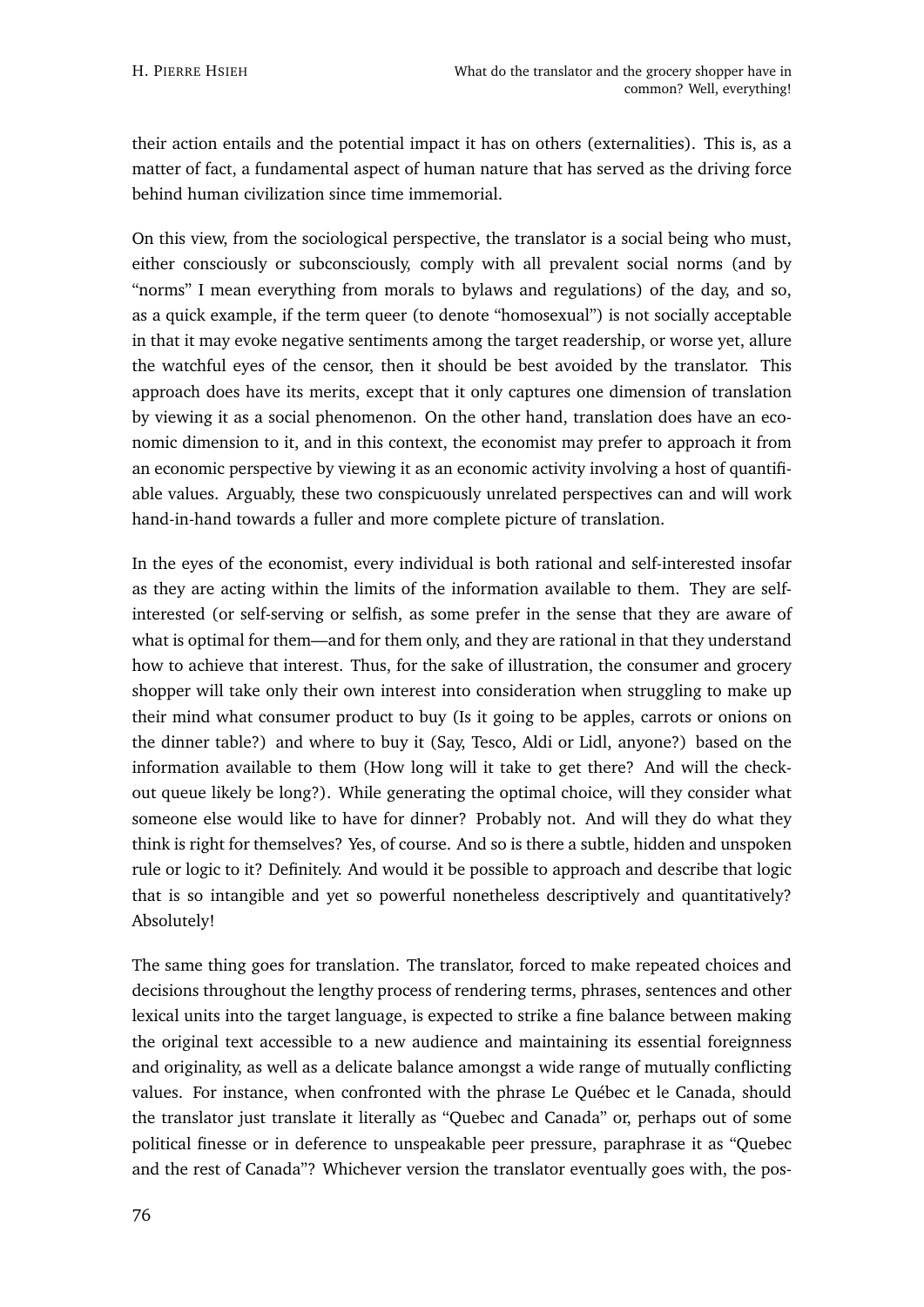their action entails and the potential impact it has on others (externalities). This is, as a matter of fact, a fundamental aspect of human nature that has served as the driving force behind human civilization since time immemorial.

On this view, from the sociological perspective, the translator is a social being who must, either consciously or subconsciously, comply with all prevalent social norms (and by "norms" I mean everything from morals to bylaws and regulations) of the day, and so, as a quick example, if the term queer (to denote "homosexual") is not socially acceptable in that it may evoke negative sentiments among the target readership, or worse yet, allure the watchful eyes of the censor, then it should be best avoided by the translator. This approach does have its merits, except that it only captures one dimension of translation by viewing it as a social phenomenon. On the other hand, translation does have an economic dimension to it, and in this context, the economist may prefer to approach it from an economic perspective by viewing it as an economic activity involving a host of quantifiable values. Arguably, these two conspicuously unrelated perspectives can and will work hand-in-hand towards a fuller and more complete picture of translation.

In the eyes of the economist, every individual is both rational and self-interested insofar as they are acting within the limits of the information available to them. They are self-interested (or self-serving or selfish, as some prefer in the sense that they are aware of what is optimal for them—and for them only, and they are rational in that they understand how to achieve that interest. Thus, for the sake of illustration, the consumer and grocery shopper will take only their own interest into consideration when struggling to make up their mind what consumer product to buy (Is it going to be apples, carrots or onions on the dinner table?) and where to buy it (Say, Tesco, Aldi or Lidl, anyone?) based on the information available to them (How long will it take to get there? And will the checkout queue likely be long?). While generating the optimal choice, will they consider what someone else would like to have for dinner? Probably not. And will they do what they think is right for themselves? Yes, of course. And so is there a subtle, hidden and unspoken rule or logic to it? Definitely. And would it be possible to approach and describe that logic that is so intangible and yet so powerful nonetheless descriptively and quantitatively? Absolutely!

The same thing goes for translation. The translator, forced to make repeated choices and decisions throughout the lengthy process of rendering terms, phrases, sentences and other lexical units into the target language, is expected to strike a fine balance between making the original text accessible to a new audience and maintaining its essential foreignness and originality, as well as a delicate balance amongst a wide range of mutually conflicting values. For instance, when confronted with the phrase Le Québec et le Canada, should the translator just translate it literally as "Quebec and Canada" or, perhaps out of some political finesse or in deference to unspeakable peer pressure, paraphrase it as "Quebec and the rest of Canada"? Whichever version the translator eventually goes with, the pos-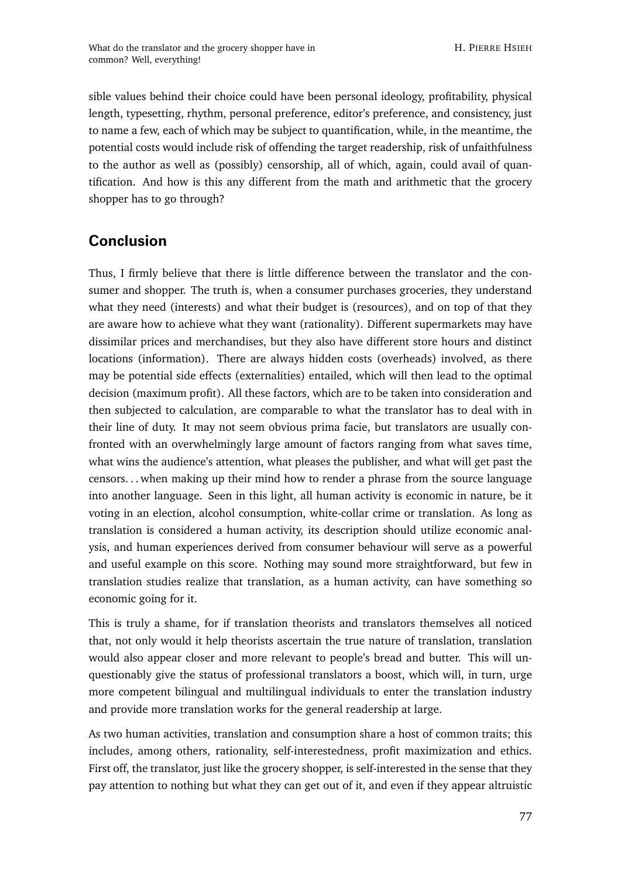sible values behind their choice could have been personal ideology, profitability, physical length, typesetting, rhythm, personal preference, editor's preference, and consistency, just to name a few, each of which may be subject to quantification, while, in the meantime, the potential costs would include risk of offending the target readership, risk of unfaithfulness to the author as well as (possibly) censorship, all of which, again, could avail of quantification. And how is this any different from the math and arithmetic that the grocery shopper has to go through?

## Conclusion

Thus, I firmly believe that there is little difference between the translator and the consumer and shopper. The truth is, when a consumer purchases groceries, they understand what they need (interests) and what their budget is (resources), and on top of that they are aware how to achieve what they want (rationality). Different supermarkets may have dissimilar prices and merchandises, but they also have different store hours and distinct locations (information). There are always hidden costs (overheads) involved, as there may be potential side effects (externalities) entailed, which will then lead to the optimal decision (maximum profit). All these factors, which are to be taken into consideration and then subjected to calculation, are comparable to what the translator has to deal with in their line of duty. It may not seem obvious prima facie, but translators are usually confronted with an overwhelmingly large amount of factors ranging from what saves time, what wins the audience's attention, what pleases the publisher, and what will get past the censors... when making up their mind how to render a phrase from the source language into another language. Seen in this light, all human activity is economic in nature, be it voting in an election, alcohol consumption, white-collar crime or translation. As long as translation is considered a human activity, its description should utilize economic analysis, and human experiences derived from consumer behaviour will serve as a powerful and useful example on this score. Nothing may sound more straightforward, but few in translation studies realize that translation, as a human activity, can have something so economic going for it.

This is truly a shame, for if translation theorists and translators themselves all noticed that, not only would it help theorists ascertain the true nature of translation, translation would also appear closer and more relevant to people's bread and butter. This will unquestionably give the status of professional translators a boost, which will, in turn, urge more competent bilingual and multilingual individuals to enter the translation industry and provide more translation works for the general readership at large.

As two human activities, translation and consumption share a host of common traits; this includes, among others, rationality, self-interestedness, profit maximization and ethics. First off, the translator, just like the grocery shopper, is self-interested in the sense that they pay attention to nothing but what they can get out of it, and even if they appear altruistic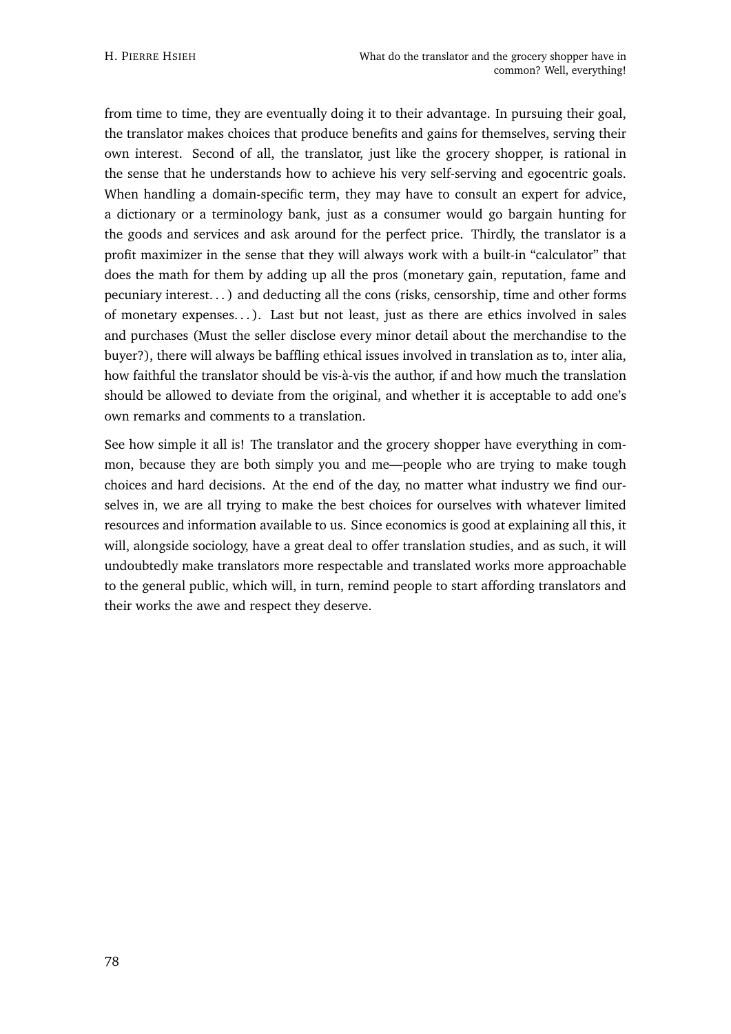from time to time, they are eventually doing it to their advantage. In pursuing their goal, the translator makes choices that produce benefits and gains for themselves, serving their own interest. Second of all, the translator, just like the grocery shopper, is rational in the sense that he understands how to achieve his very self-serving and egocentric goals. When handling a domain-specific term, they may have to consult an expert for advice, a dictionary or a terminology bank, just as a consumer would go bargain hunting for the goods and services and ask around for the perfect price. Thirdly, the translator is a profit maximizer in the sense that they will always work with a built-in "calculator" that does the math for them by adding up all the pros (monetary gain, reputation, fame and pecuniary interest. . . ) and deducting all the cons (risks, censorship, time and other forms of monetary expenses. . . ). Last but not least, just as there are ethics involved in sales and purchases (Must the seller disclose every minor detail about the merchandise to the buyer?), there will always be baffling ethical issues involved in translation as to, inter alia, how faithful the translator should be vis-à-vis the author, if and how much the translation should be allowed to deviate from the original, and whether it is acceptable to add one's own remarks and comments to a translation.

See how simple it all is! The translator and the grocery shopper have everything in common, because they are both simply you and me—people who are trying to make tough choices and hard decisions. At the end of the day, no matter what industry we find ourselves in, we are all trying to make the best choices for ourselves with whatever limited resources and information available to us. Since economics is good at explaining all this, it will, alongside sociology, have a great deal to offer translation studies, and as such, it will undoubtedly make translators more respectable and translated works more approachable to the general public, which will, in turn, remind people to start affording translators and their works the awe and respect they deserve.